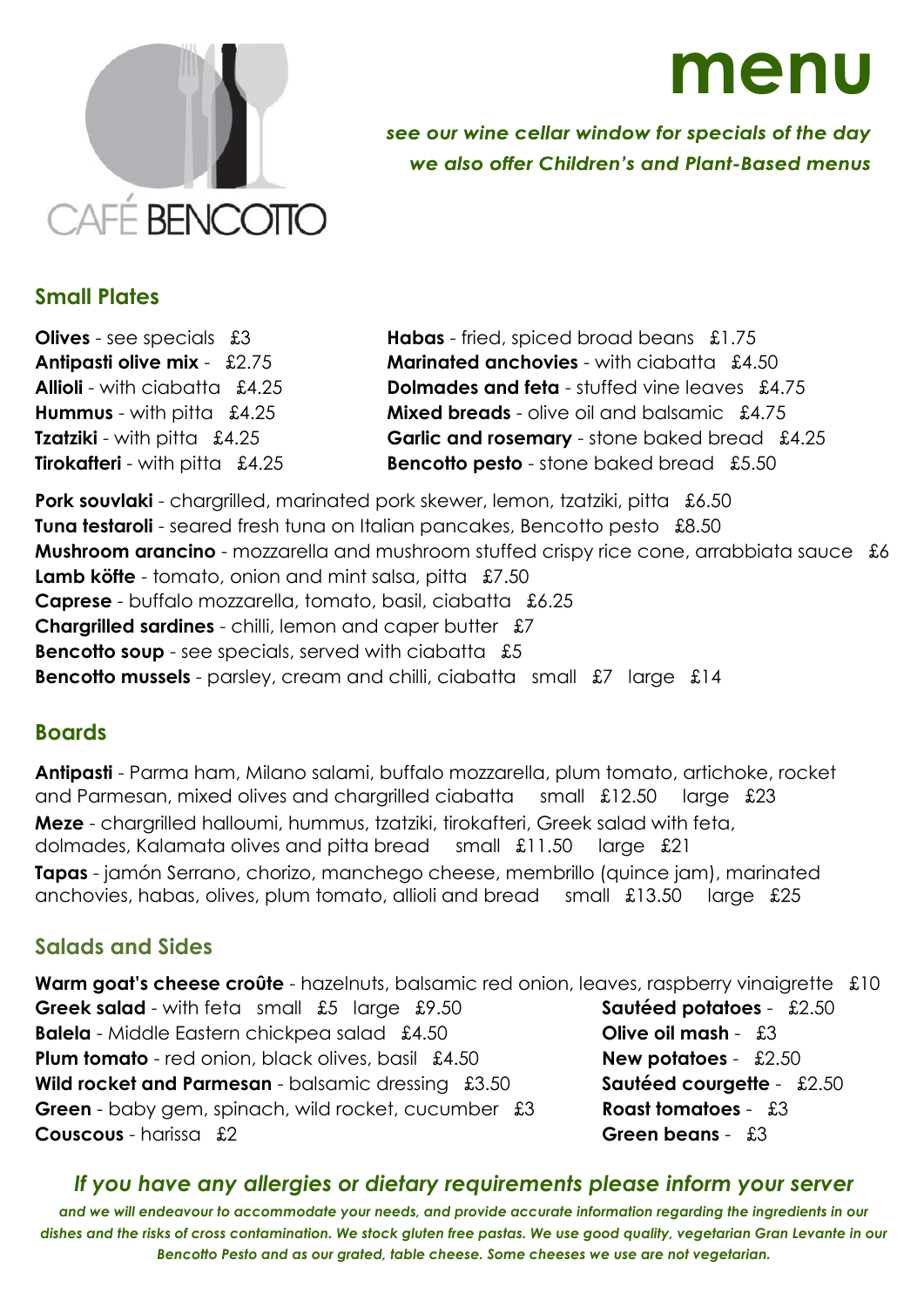CAFÉ BENCOTTO

# menu

***see our wine cellar window for specials of the day***
***we also offer Children's and Plant-Based menus***

## Small Plates

**Olives** - see specials £3
**Antipasti olive mix** - £2.75
**Allioli** - with ciabatta £4.25
**Hummus** - with pitta £4.25
**Tzatziki** - with pitta £4.25
**Tirokafteri** - with pitta £4.25

**Habas** - fried, spiced broad beans £1.75
**Marinated anchovies** - with ciabatta £4.50
**Dolmades and feta** - stuffed vine leaves £4.75
**Mixed breads** - olive oil and balsamic £4.75
**Garlic and rosemary** - stone baked bread £4.25
**Bencotto pesto** - stone baked bread £5.50

**Pork souvlaki** - chargrilled, marinated pork skewer, lemon, tzatziki, pitta £6.50
**Tuna testaroli** - seared fresh tuna on Italian pancakes, Bencotto pesto £8.50
**Mushroom arancino** - mozzarella and mushroom stuffed crispy rice cone, arrabbiata sauce £6
**Lamb köfte** - tomato, onion and mint salsa, pitta £7.50
**Caprese** - buffalo mozzarella, tomato, basil, ciabatta £6.25
**Chargrilled sardines** - chilli, lemon and caper butter £7
**Bencotto soup** - see specials, served with ciabatta £5
**Bencotto mussels** - parsley, cream and chilli, ciabatta small £7 large £14

## Boards

**Antipasti** - Parma ham, Milano salami, buffalo mozzarella, plum tomato, artichoke, rocket and Parmesan, mixed olives and chargrilled ciabatta small £12.50 large £23

**Meze** - chargrilled halloumi, hummus, tzatziki, tirokafteri, Greek salad with feta, dolmades, Kalamata olives and pitta bread small £11.50 large £21

**Tapas** - jamón Serrano, chorizo, manchego cheese, membrillo (quince jam), marinated anchovies, habas, olives, plum tomato, allioli and bread small £13.50 large £25

## Salads and Sides

**Warm goat's cheese croûte** - hazelnuts, balsamic red onion, leaves, raspberry vinaigrette £10
**Greek salad** - with feta small £5 large £9.50
**Balela** - Middle Eastern chickpea salad £4.50
**Plum tomato** - red onion, black olives, basil £4.50
**Wild rocket and Parmesan** - balsamic dressing £3.50
**Green** - baby gem, spinach, wild rocket, cucumber £3
**Couscous** - harissa £2

**Sautéed potatoes** - £2.50
**Olive oil mash** - £3
**New potatoes** - £2.50
**Sautéed courgette** - £2.50
**Roast tomatoes** - £3
**Green beans** - £3

***If you have any allergies or dietary requirements please inform your server***

***and we will endeavour to accommodate your needs, and provide accurate information regarding the ingredients in our dishes and the risks of cross contamination. We stock gluten free pastas. We use good quality, vegetarian Gran Levante in our Bencotto Pesto and as our grated, table cheese. Some cheeses we use are not vegetarian.***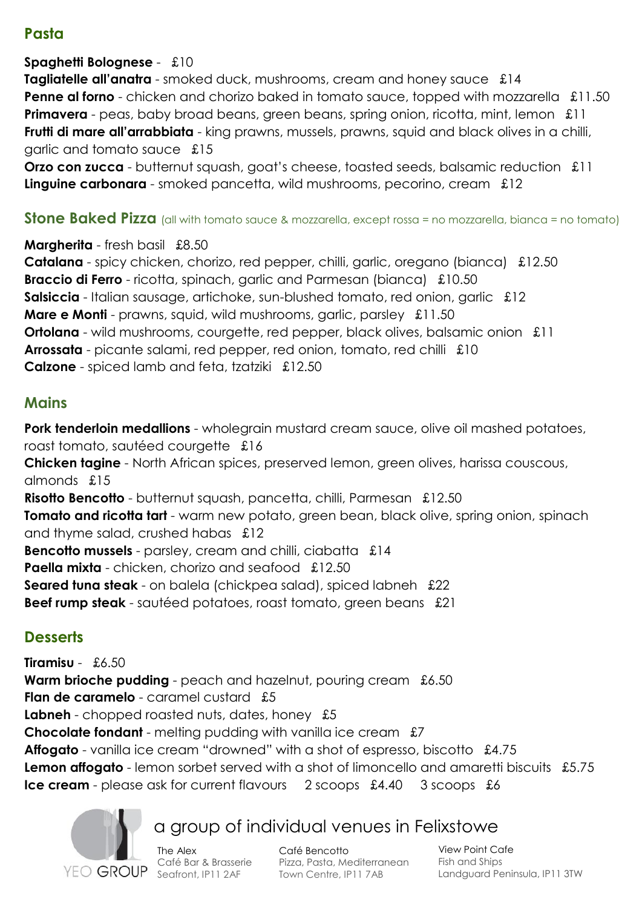## Pasta

**Spaghetti Bolognese** - £10
**Tagliatelle all'anatra** - smoked duck, mushrooms, cream and honey sauce £14
**Penne al forno** - chicken and chorizo baked in tomato sauce, topped with mozzarella £11.50
**Primavera** - peas, baby broad beans, green beans, spring onion, ricotta, mint, lemon £11
**Frutti di mare all'arrabbiata** - king prawns, mussels, prawns, squid and black olives in a chilli, garlic and tomato sauce £15
**Orzo con zucca** - butternut squash, goat's cheese, toasted seeds, balsamic reduction £11
**Linguine carbonara** - smoked pancetta, wild mushrooms, pecorino, cream £12

## Stone Baked Pizza (all with tomato sauce & mozzarella, except rossa = no mozzarella, bianca = no tomato)

**Margherita** - fresh basil £8.50
**Catalana** - spicy chicken, chorizo, red pepper, chilli, garlic, oregano (bianca) £12.50
**Braccio di Ferro** - ricotta, spinach, garlic and Parmesan (bianca) £10.50
**Salsiccia** - Italian sausage, artichoke, sun-blushed tomato, red onion, garlic £12
**Mare e Monti** - prawns, squid, wild mushrooms, garlic, parsley £11.50
**Ortolana** - wild mushrooms, courgette, red pepper, black olives, balsamic onion £11
**Arrossata** - picante salami, red pepper, red onion, tomato, red chilli £10
**Calzone** - spiced lamb and feta, tzatziki £12.50

## Mains

**Pork tenderloin medallions** - wholegrain mustard cream sauce, olive oil mashed potatoes, roast tomato, sautéed courgette £16
**Chicken tagine** - North African spices, preserved lemon, green olives, harissa couscous, almonds £15
**Risotto Bencotto** - butternut squash, pancetta, chilli, Parmesan £12.50
**Tomato and ricotta tart** - warm new potato, green bean, black olive, spring onion, spinach and thyme salad, crushed habas £12
**Bencotto mussels** - parsley, cream and chilli, ciabatta £14
**Paella mixta** - chicken, chorizo and seafood £12.50
**Seared tuna steak** - on balela (chickpea salad), spiced labneh £22
**Beef rump steak** - sautéed potatoes, roast tomato, green beans £21

## Desserts

**Tiramisu** - £6.50
**Warm brioche pudding** - peach and hazelnut, pouring cream £6.50
**Flan de caramelo** - caramel custard £5
**Labneh** - chopped roasted nuts, dates, honey £5
**Chocolate fondant** - melting pudding with vanilla ice cream £7
**Affogato** - vanilla ice cream "drowned" with a shot of espresso, biscotto £4.75
**Lemon affogato** - lemon sorbet served with a shot of limoncello and amaretti biscuits £5.75
**Ice cream** - please ask for current flavours 2 scoops £4.40 3 scoops £6

YEO GROUP

a group of individual venues in Felixstowe

The Alex
Café Bar & Brasserie
Seafront, IP11 2AF

Café Bencotto
Pizza, Pasta, Mediterranean
Town Centre, IP11 7AB

View Point Cafe
Fish and Ships
Landguard Peninsula, IP11 3TW